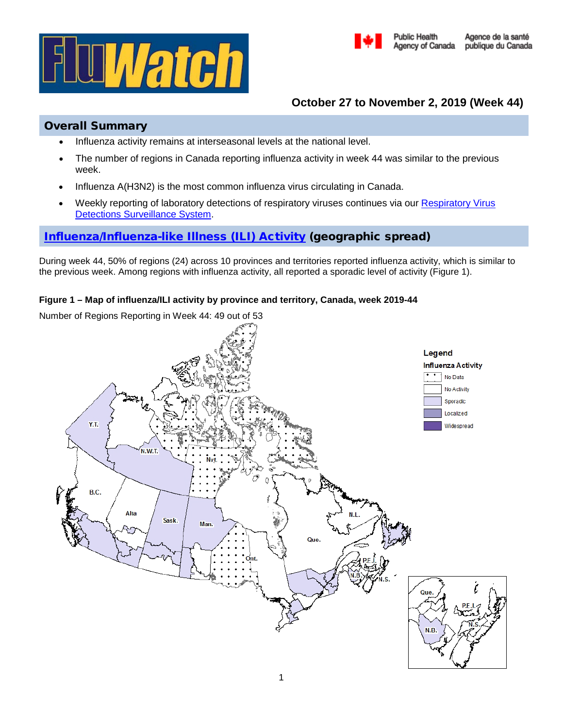# FluWatch

October 27 to November 2, 2019 (Week 44)

## Overall Summary

- Influenza activity remains at interseasonal levels at the national level.
- The number of regions in Canada reporting influenza activity in week 44 was similar to the previous week.
- Influenza A(H3N2) is the most common influenza virus circulating in Canada.
- Weekly reporting of laboratory detections of respiratory viruses continues via our Respiratory Virus Detections Surveillance System.

## Influenza/Influenza-like Illness (ILI) Activity (geographic spread)

During week 44, 50% of regions (24) across 10 provinces and territories reported influenza activity, which is similar to the previous week. Among regions with influenza activity, all reported a sporadic level of activity (Figure 1).

**Figure 1 – Map of influenza/ILI activity by province and territory, Canada, week 2019-44**

Number of Regions Reporting in Week 44: 49 out of 53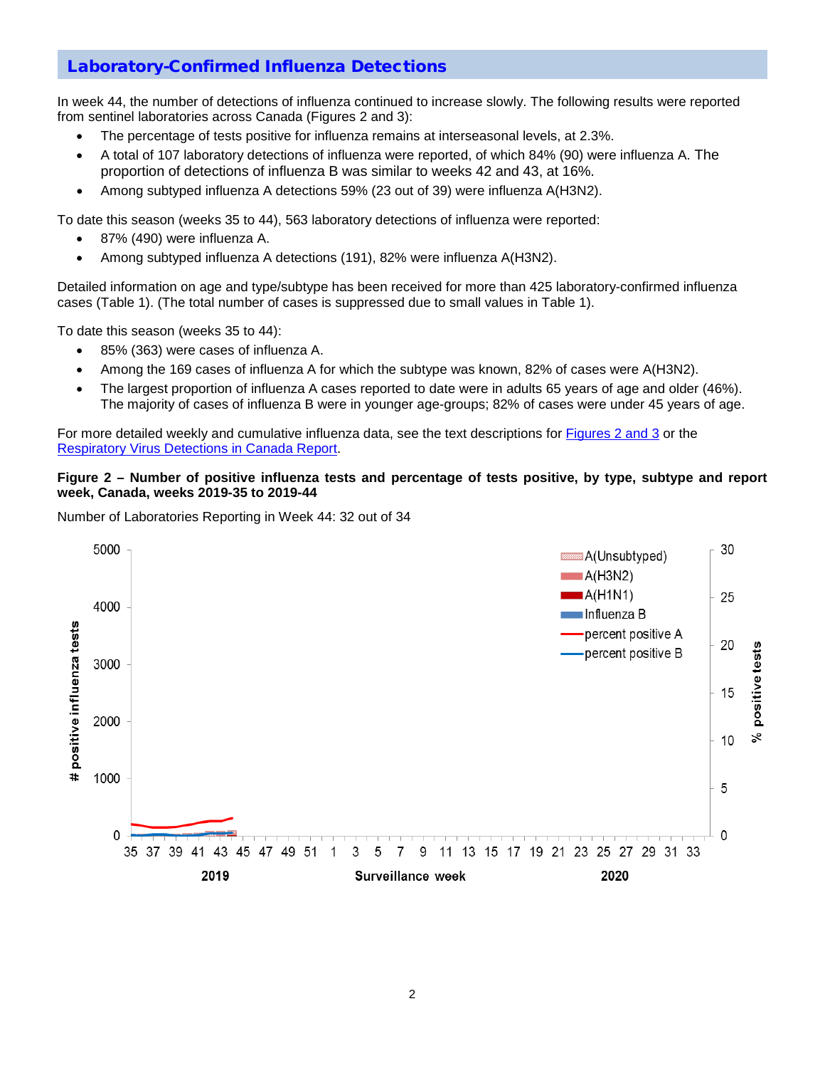## Laboratory-Confirmed Influenza Detections

In week 44, the number of detections of influenza continued to increase slowly. The following results were reported from sentinel laboratories across Canada (Figures 2 and 3):

- The percentage of tests positive for influenza remains at interseasonal levels, at 2.3%.
- A total of 107 laboratory detections of influenza were reported, of which 84% (90) were influenza A. The proportion of detections of influenza B was similar to weeks 42 and 43, at 16%.
- Among subtyped influenza A detections 59% (23 out of 39) were influenza A(H3N2).

To date this season (weeks 35 to 44), 563 laboratory detections of influenza were reported:

- 87% (490) were influenza A.
- Among subtyped influenza A detections (191), 82% were influenza A(H3N2).

Detailed information on age and type/subtype has been received for more than 425 laboratory-confirmed influenza cases (Table 1). (The total number of cases is suppressed due to small values in Table 1).

To date this season (weeks 35 to 44):

- 85% (363) were cases of influenza A.
- Among the 169 cases of influenza A for which the subtype was known, 82% of cases were A(H3N2).
- The largest proportion of influenza A cases reported to date were in adults 65 years of age and older (46%). The majority of cases of influenza B were in younger age-groups; 82% of cases were under 45 years of age.

For more detailed weekly and cumulative influenza data, see the text descriptions for [Figures 2 and 3] or the [Respiratory Virus Detections in Canada Report].

**Figure 2 – Number of positive influenza tests and percentage of tests positive, by type, subtype and report week, Canada, weeks 2019-35 to 2019-44**

Number of Laboratories Reporting in Week 44: 32 out of 34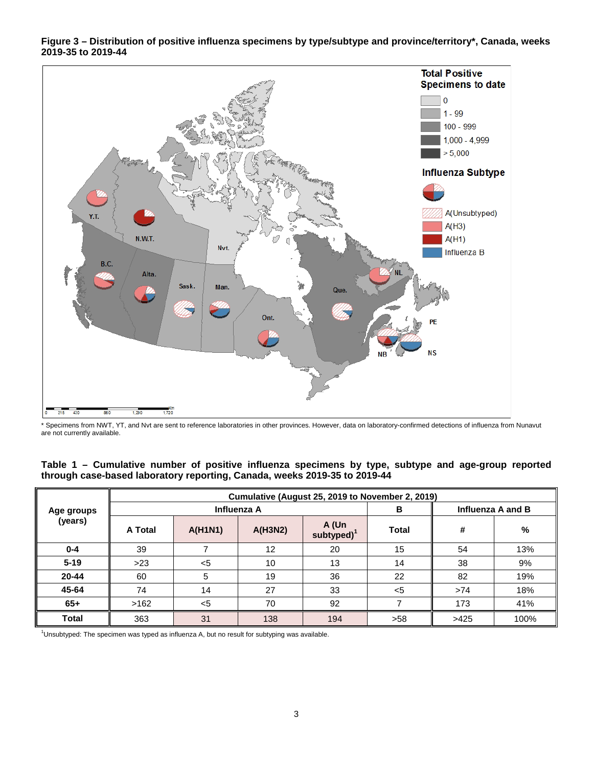**Figure 3 – Distribution of positive influenza specimens by type/subtype and province/territory*, Canada, weeks 2019-35 to 2019-44**

\* Specimens from NWT, YT, and Nvt are sent to reference laboratories in other provinces. However, data on laboratory-confirmed detections of influenza from Nunavut are not currently available.

**Table 1 – Cumulative number of positive influenza specimens by type, subtype and age-group reported through case-based laboratory reporting, Canada, weeks 2019-35 to 2019-44**

| Age groups (years) | Cumulative (August 25, 2019 to November 2, 2019) | | | | | | |
|---|---|---|---|---|---|---|---|
| | Influenza A | | | | B | Influenza A and B | |
| | A Total | A(H1N1) | A(H3N2) | A (Un subtyped)[1] | Total | # | % |
| 0-4 | 39 | 7 | 12 | 20 | 15 | 54 | 13% |
| 5-19 | >23 | <5 | 10 | 13 | 14 | 38 | 9% |
| 20-44 | 60 | 5 | 19 | 36 | 22 | 82 | 19% |
| 45-64 | 74 | 14 | 27 | 33 | <5 | >74 | 18% |
| 65+ | >162 | <5 | 70 | 92 | 7 | 173 | 41% |
| **Total** | 363 | 31 | 138 | 194 | >58 | >425 | 100% |

[1]Unsubtyped: The specimen was typed as influenza A, but no result for subtyping was available.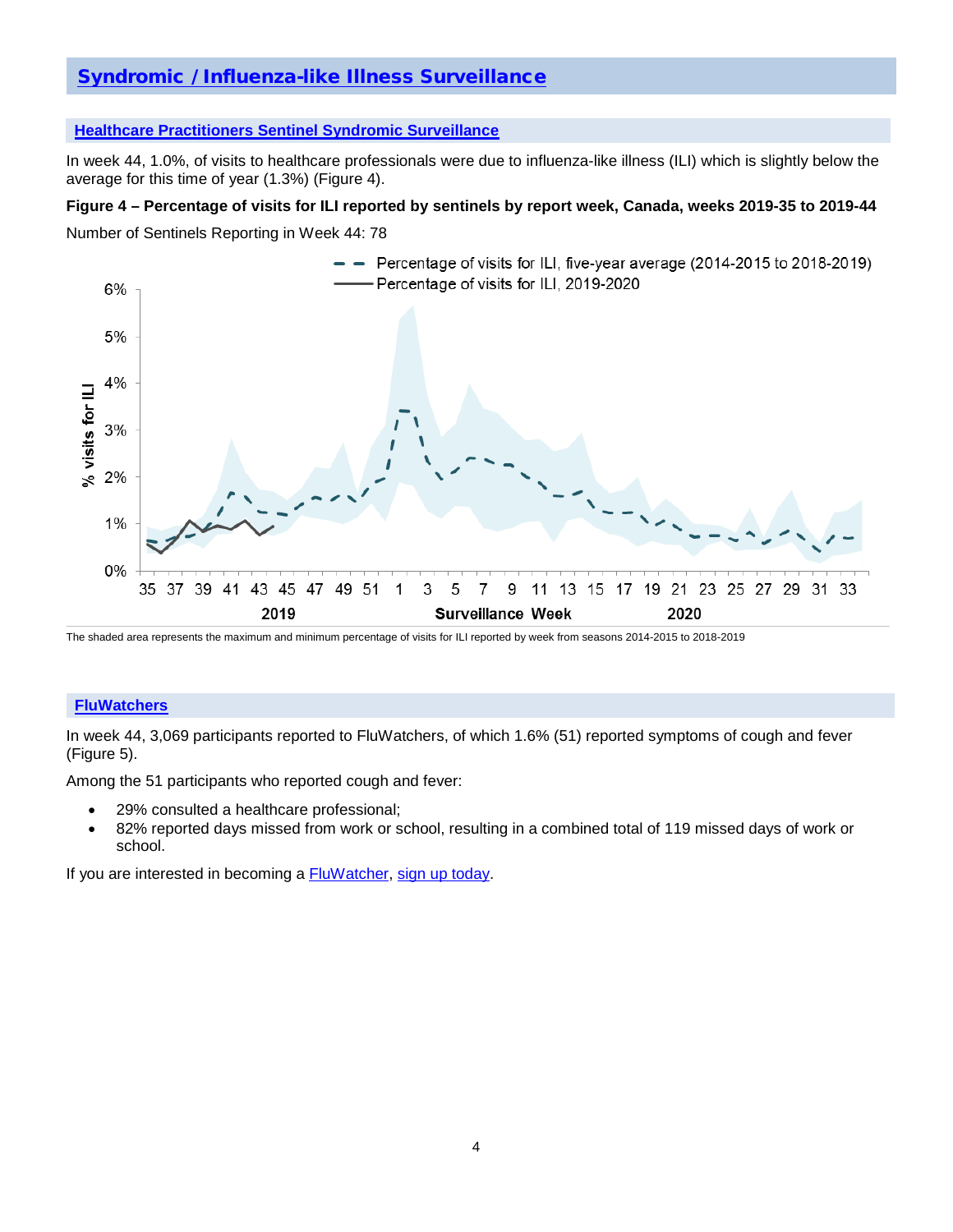## Syndromic / Influenza-like Illness Surveillance

### Healthcare Practitioners Sentinel Syndromic Surveillance

In week 44, 1.0%, of visits to healthcare professionals were due to influenza-like illness (ILI) which is slightly below the average for this time of year (1.3%) (Figure 4).

**Figure 4 – Percentage of visits for ILI reported by sentinels by report week, Canada, weeks 2019-35 to 2019-44**

Number of Sentinels Reporting in Week 44: 78

The shaded area represents the maximum and minimum percentage of visits for ILI reported by week from seasons 2014-2015 to 2018-2019

### FluWatchers

In week 44, 3,069 participants reported to FluWatchers, of which 1.6% (51) reported symptoms of cough and fever (Figure 5).

Among the 51 participants who reported cough and fever:

- 29% consulted a healthcare professional;
- 82% reported days missed from work or school, resulting in a combined total of 119 missed days of work or school.

If you are interested in becoming a FluWatcher, sign up today.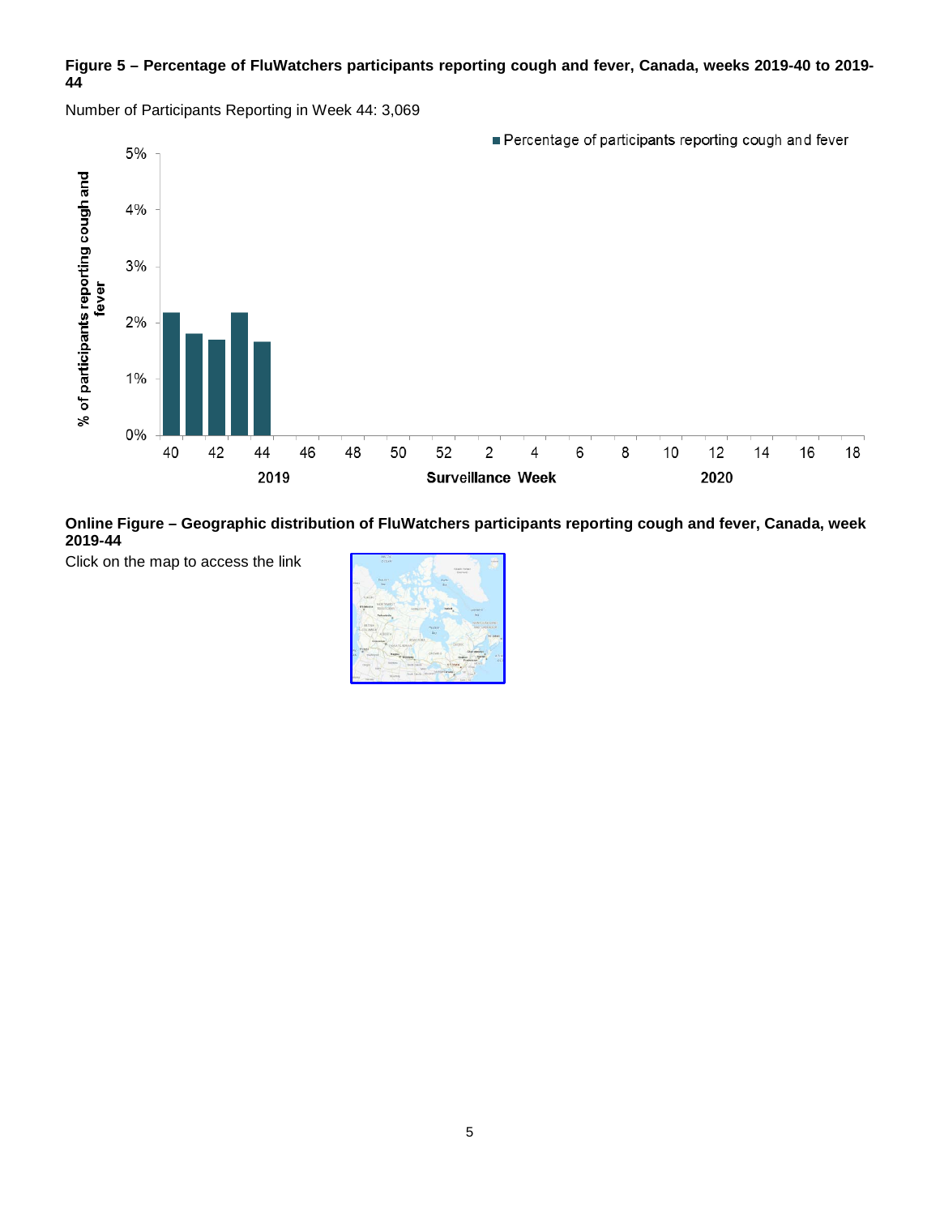**Figure 5 – Percentage of FluWatchers participants reporting cough and fever, Canada, weeks 2019-40 to 2019-44**

Number of Participants Reporting in Week 44: 3,069

**Online Figure – Geographic distribution of FluWatchers participants reporting cough and fever, Canada, week 2019-44**

Click on the map to access the link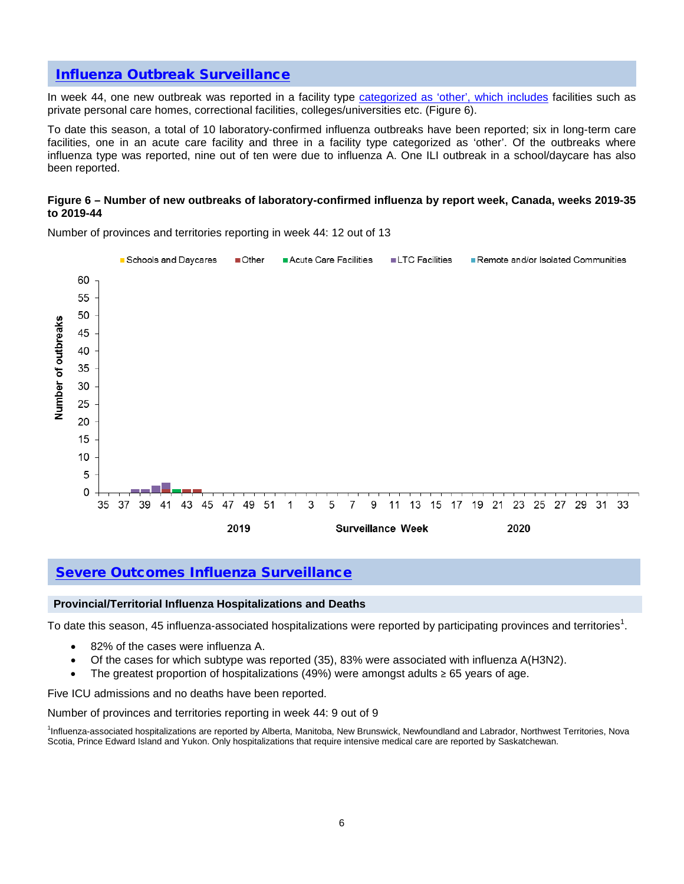## Influenza Outbreak Surveillance

In week 44, one new outbreak was reported in a facility type categorized as 'other', which includes facilities such as private personal care homes, correctional facilities, colleges/universities etc. (Figure 6).

To date this season, a total of 10 laboratory-confirmed influenza outbreaks have been reported; six in long-term care facilities, one in an acute care facility and three in a facility type categorized as 'other'. Of the outbreaks where influenza type was reported, nine out of ten were due to influenza A. One ILI outbreak in a school/daycare has also been reported.

**Figure 6 – Number of new outbreaks of laboratory-confirmed influenza by report week, Canada, weeks 2019-35 to 2019-44**

Number of provinces and territories reporting in week 44: 12 out of 13

## Severe Outcomes Influenza Surveillance

### Provincial/Territorial Influenza Hospitalizations and Deaths

To date this season, 45 influenza-associated hospitalizations were reported by participating provinces and territories[1].

- 82% of the cases were influenza A.
- Of the cases for which subtype was reported (35), 83% were associated with influenza A(H3N2).
- The greatest proportion of hospitalizations (49%) were amongst adults ≥ 65 years of age.

Five ICU admissions and no deaths have been reported.

Number of provinces and territories reporting in week 44: 9 out of 9

[1]Influenza-associated hospitalizations are reported by Alberta, Manitoba, New Brunswick, Newfoundland and Labrador, Northwest Territories, Nova Scotia, Prince Edward Island and Yukon. Only hospitalizations that require intensive medical care are reported by Saskatchewan.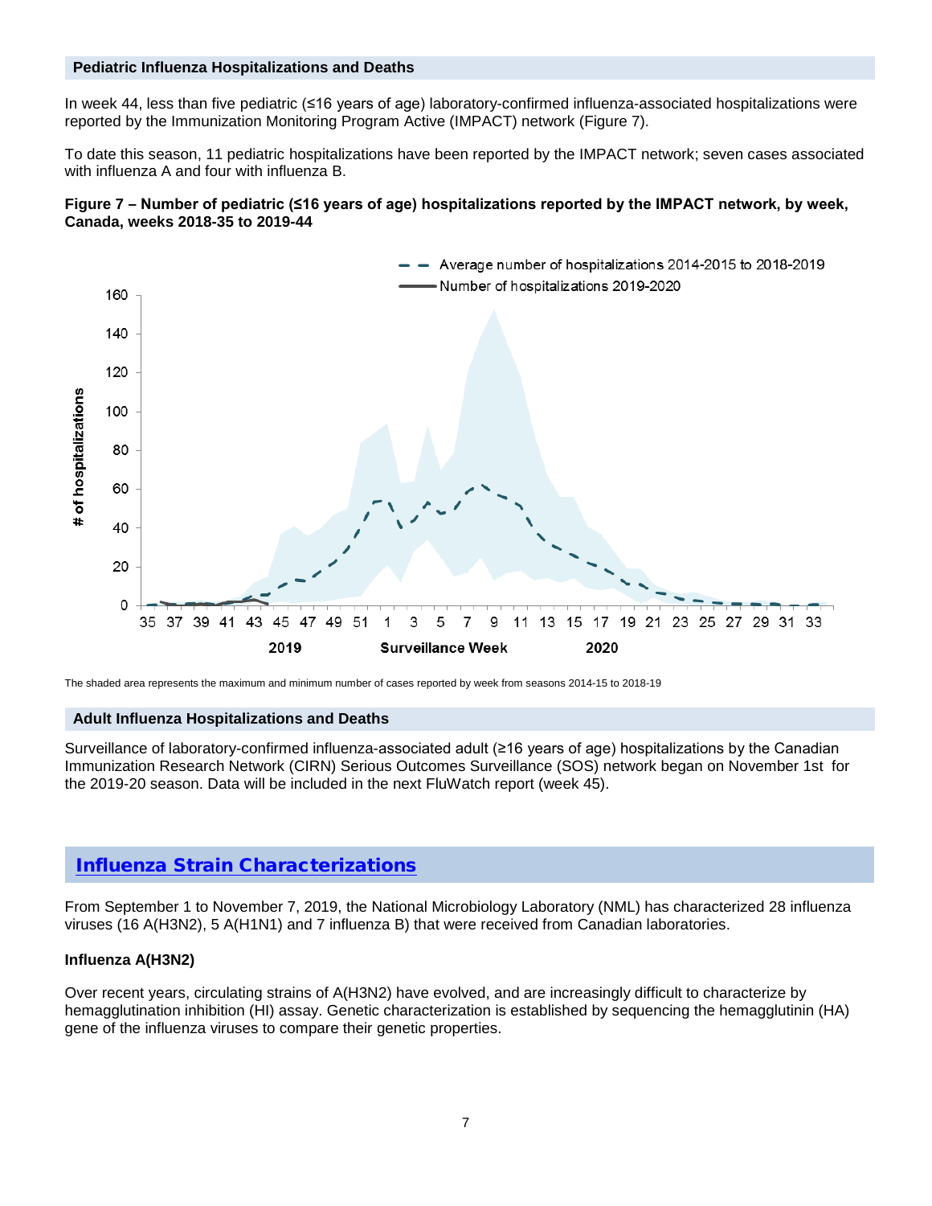## Pediatric Influenza Hospitalizations and Deaths

In week 44, less than five pediatric (≤16 years of age) laboratory-confirmed influenza-associated hospitalizations were reported by the Immunization Monitoring Program Active (IMPACT) network (Figure 7).

To date this season, 11 pediatric hospitalizations have been reported by the IMPACT network; seven cases associated with influenza A and four with influenza B.

**Figure 7 – Number of pediatric (≤16 years of age) hospitalizations reported by the IMPACT network, by week, Canada, weeks 2018-35 to 2019-44**

The shaded area represents the maximum and minimum number of cases reported by week from seasons 2014-15 to 2018-19

## Adult Influenza Hospitalizations and Deaths

Surveillance of laboratory-confirmed influenza-associated adult (≥16 years of age) hospitalizations by the Canadian Immunization Research Network (CIRN) Serious Outcomes Surveillance (SOS) network began on November 1st for the 2019-20 season. Data will be included in the next FluWatch report (week 45).

## Influenza Strain Characterizations

From September 1 to November 7, 2019, the National Microbiology Laboratory (NML) has characterized 28 influenza viruses (16 A(H3N2), 5 A(H1N1) and 7 influenza B) that were received from Canadian laboratories.

### Influenza A(H3N2)

Over recent years, circulating strains of A(H3N2) have evolved, and are increasingly difficult to characterize by hemagglutination inhibition (HI) assay. Genetic characterization is established by sequencing the hemagglutinin (HA) gene of the influenza viruses to compare their genetic properties.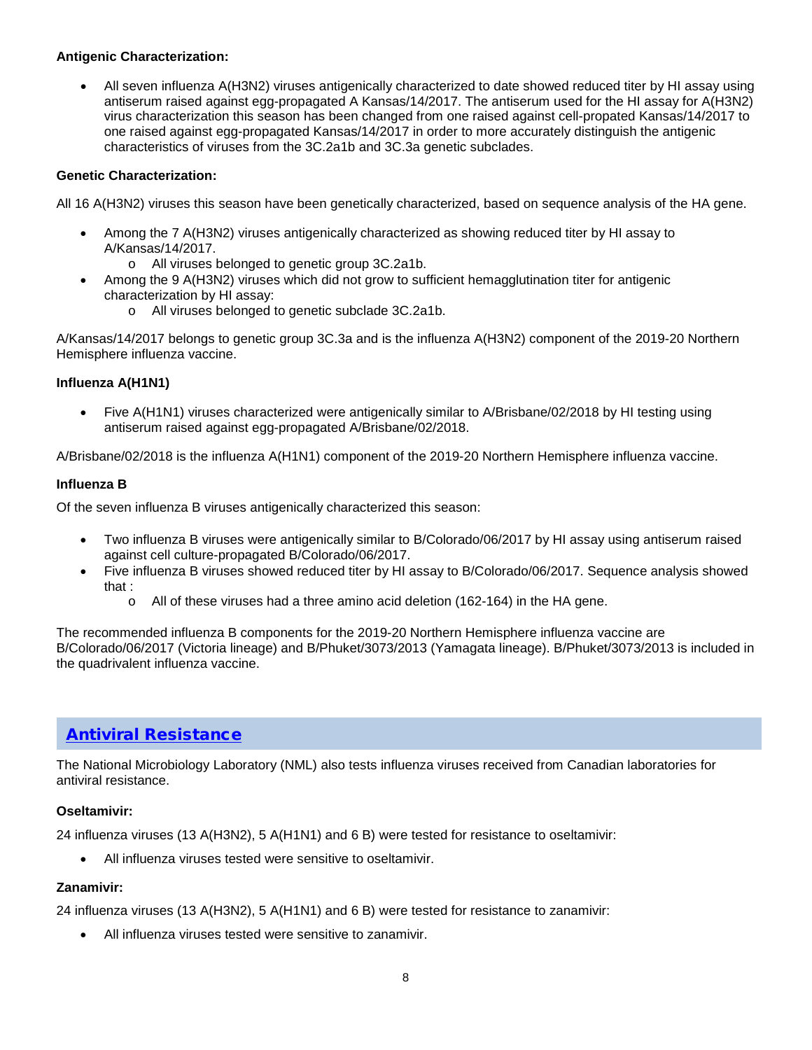**Antigenic Characterization:**

- All seven influenza A(H3N2) viruses antigenically characterized to date showed reduced titer by HI assay using antiserum raised against egg-propagated A Kansas/14/2017. The antiserum used for the HI assay for A(H3N2) virus characterization this season has been changed from one raised against cell-propated Kansas/14/2017 to one raised against egg-propagated Kansas/14/2017 in order to more accurately distinguish the antigenic characteristics of viruses from the 3C.2a1b and 3C.3a genetic subclades.

**Genetic Characterization:**

All 16 A(H3N2) viruses this season have been genetically characterized, based on sequence analysis of the HA gene.

- Among the 7 A(H3N2) viruses antigenically characterized as showing reduced titer by HI assay to A/Kansas/14/2017.
  - All viruses belonged to genetic group 3C.2a1b.
- Among the 9 A(H3N2) viruses which did not grow to sufficient hemagglutination titer for antigenic characterization by HI assay:
  - All viruses belonged to genetic subclade 3C.2a1b.

A/Kansas/14/2017 belongs to genetic group 3C.3a and is the influenza A(H3N2) component of the 2019-20 Northern Hemisphere influenza vaccine.

**Influenza A(H1N1)**

- Five A(H1N1) viruses characterized were antigenically similar to A/Brisbane/02/2018 by HI testing using antiserum raised against egg-propagated A/Brisbane/02/2018.

A/Brisbane/02/2018 is the influenza A(H1N1) component of the 2019-20 Northern Hemisphere influenza vaccine.

**Influenza B**

Of the seven influenza B viruses antigenically characterized this season:

- Two influenza B viruses were antigenically similar to B/Colorado/06/2017 by HI assay using antiserum raised against cell culture-propagated B/Colorado/06/2017.
- Five influenza B viruses showed reduced titer by HI assay to B/Colorado/06/2017. Sequence analysis showed that :
  - All of these viruses had a three amino acid deletion (162-164) in the HA gene.

The recommended influenza B components for the 2019-20 Northern Hemisphere influenza vaccine are B/Colorado/06/2017 (Victoria lineage) and B/Phuket/3073/2013 (Yamagata lineage). B/Phuket/3073/2013 is included in the quadrivalent influenza vaccine.

## Antiviral Resistance

The National Microbiology Laboratory (NML) also tests influenza viruses received from Canadian laboratories for antiviral resistance.

**Oseltamivir:**

24 influenza viruses (13 A(H3N2), 5 A(H1N1) and 6 B) were tested for resistance to oseltamivir:

- All influenza viruses tested were sensitive to oseltamivir.

**Zanamivir:**

24 influenza viruses (13 A(H3N2), 5 A(H1N1) and 6 B) were tested for resistance to zanamivir:

- All influenza viruses tested were sensitive to zanamivir.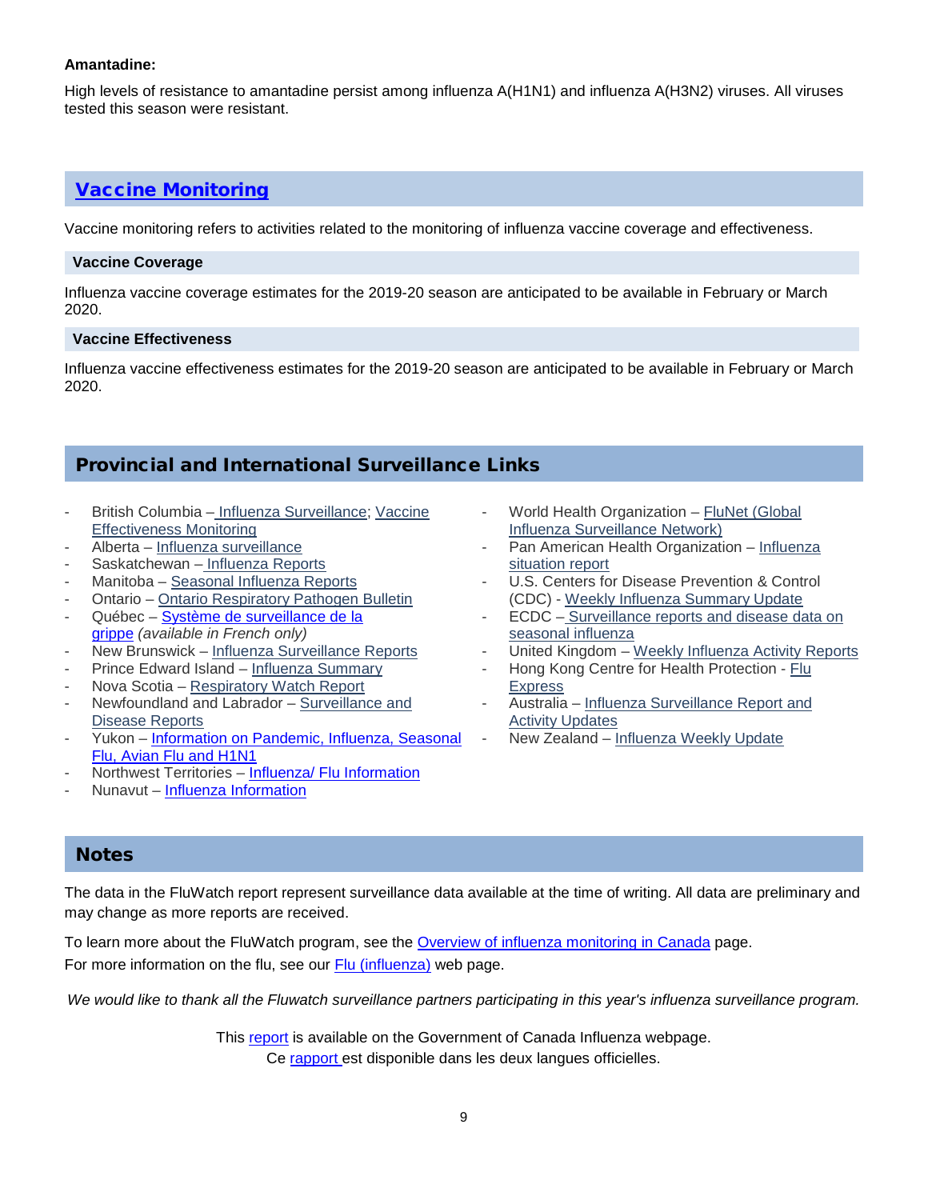**Amantadine:**

High levels of resistance to amantadine persist among influenza A(H1N1) and influenza A(H3N2) viruses. All viruses tested this season were resistant.

## Vaccine Monitoring

Vaccine monitoring refers to activities related to the monitoring of influenza vaccine coverage and effectiveness.

### Vaccine Coverage

Influenza vaccine coverage estimates for the 2019-20 season are anticipated to be available in February or March 2020.

### Vaccine Effectiveness

Influenza vaccine effectiveness estimates for the 2019-20 season are anticipated to be available in February or March 2020.

## Provincial and International Surveillance Links

- British Columbia – Influenza Surveillance; Vaccine Effectiveness Monitoring
- Alberta – Influenza surveillance
- Saskatchewan – Influenza Reports
- Manitoba – Seasonal Influenza Reports
- Ontario – Ontario Respiratory Pathogen Bulletin
- Québec – Système de surveillance de la grippe *(available in French only)*
- New Brunswick – Influenza Surveillance Reports
- Prince Edward Island – Influenza Summary
- Nova Scotia – Respiratory Watch Report
- Newfoundland and Labrador – Surveillance and Disease Reports
- Yukon – Information on Pandemic, Influenza, Seasonal Flu, Avian Flu and H1N1
- Northwest Territories – Influenza/ Flu Information
- Nunavut – Influenza Information
- World Health Organization – FluNet (Global Influenza Surveillance Network)
- Pan American Health Organization – Influenza situation report
- U.S. Centers for Disease Prevention & Control (CDC) - Weekly Influenza Summary Update
- ECDC – Surveillance reports and disease data on seasonal influenza
- United Kingdom – Weekly Influenza Activity Reports
- Hong Kong Centre for Health Protection - Flu Express
- Australia – Influenza Surveillance Report and Activity Updates
- New Zealand – Influenza Weekly Update

## Notes

The data in the FluWatch report represent surveillance data available at the time of writing. All data are preliminary and may change as more reports are received.

To learn more about the FluWatch program, see the Overview of influenza monitoring in Canada page.
For more information on the flu, see our Flu (influenza) web page.

*We would like to thank all the Fluwatch surveillance partners participating in this year's influenza surveillance program.*

This report is available on the Government of Canada Influenza webpage.
Ce rapport est disponible dans les deux langues officielles.